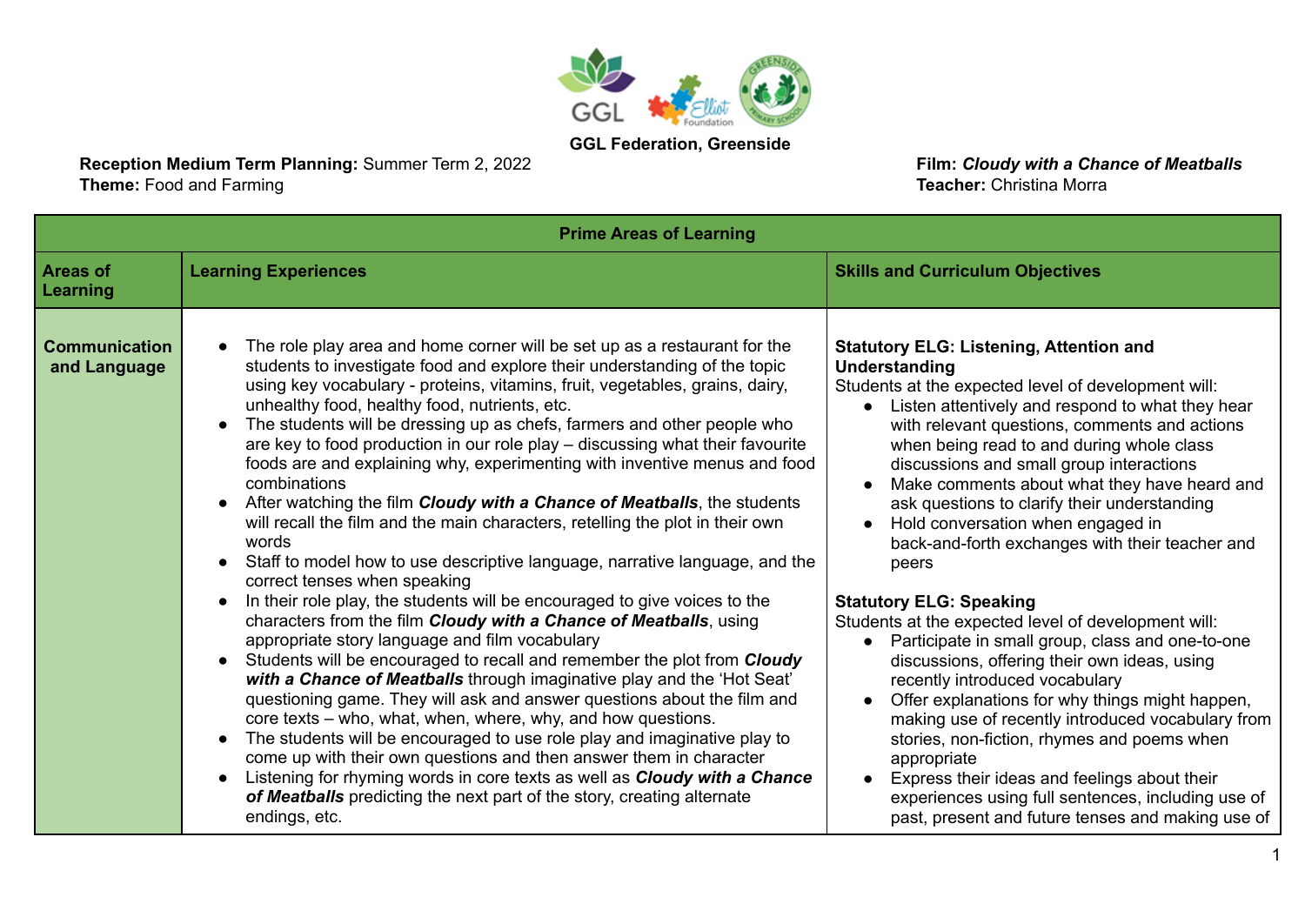**GGL Federation, Greenside**

**Reception Medium Term Planning:** Summer Term 2, 2022
**Theme:** Food and Farming

**Film:** ***Cloudy with a Chance of Meatballs***
**Teacher:** Christina Morra

| **Prime Areas of Learning** | | |
|---|---|---|
| **Areas of Learning** | **Learning Experiences** | **Skills and Curriculum Objectives** |
| **Communication and Language** | • The role play area and home corner will be set up as a restaurant for the students to investigate food and explore their understanding of the topic using key vocabulary - proteins, vitamins, fruit, vegetables, grains, dairy, unhealthy food, healthy food, nutrients, etc.<br>• The students will be dressing up as chefs, farmers and other people who are key to food production in our role play – discussing what their favourite foods are and explaining why, experimenting with inventive menus and food combinations<br>• After watching the film ***Cloudy with a Chance of Meatballs***, the students will recall the film and the main characters, retelling the plot in their own words<br>• Staff to model how to use descriptive language, narrative language, and the correct tenses when speaking<br>• In their role play, the students will be encouraged to give voices to the characters from the film ***Cloudy with a Chance of Meatballs***, using appropriate story language and film vocabulary<br>• Students will be encouraged to recall and remember the plot from ***Cloudy with a Chance of Meatballs*** through imaginative play and the 'Hot Seat' questioning game. They will ask and answer questions about the film and core texts – who, what, when, where, why, and how questions.<br>• The students will be encouraged to use role play and imaginative play to come up with their own questions and then answer them in character<br>• Listening for rhyming words in core texts as well as ***Cloudy with a Chance of Meatballs*** predicting the next part of the story, creating alternate endings, etc. | **Statutory ELG: Listening, Attention and Understanding**<br>Students at the expected level of development will:<br>• Listen attentively and respond to what they hear with relevant questions, comments and actions when being read to and during whole class discussions and small group interactions<br>• Make comments about what they have heard and ask questions to clarify their understanding<br>• Hold conversation when engaged in back-and-forth exchanges with their teacher and peers<br><br>**Statutory ELG: Speaking**<br>Students at the expected level of development will:<br>• Participate in small group, class and one-to-one discussions, offering their own ideas, using recently introduced vocabulary<br>• Offer explanations for why things might happen, making use of recently introduced vocabulary from stories, non-fiction, rhymes and poems when appropriate<br>• Express their ideas and feelings about their experiences using full sentences, including use of past, present and future tenses and making use of |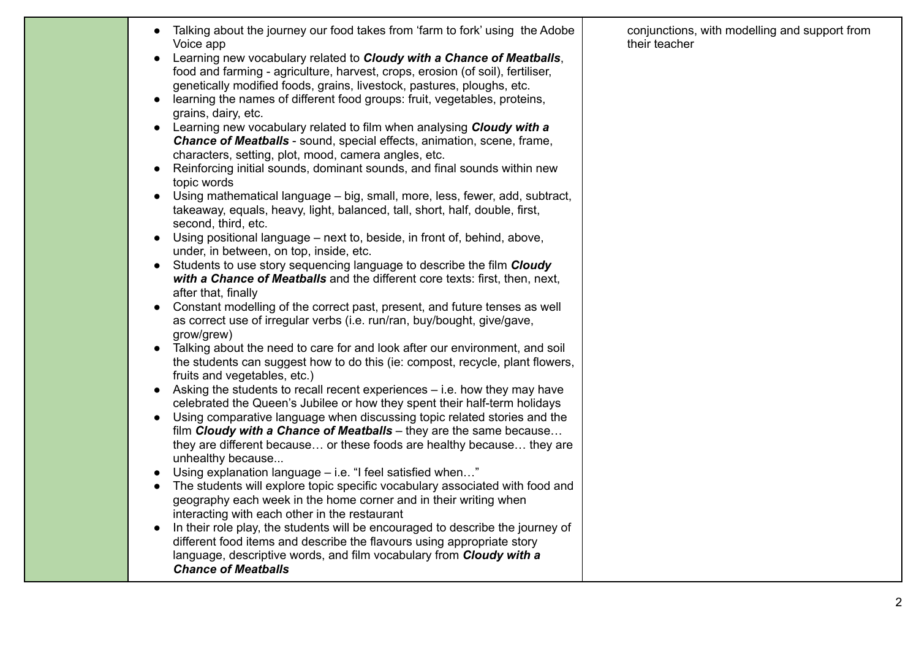|  |  |  |
|---|---|---|
|  | • Talking about the journey our food takes from 'farm to fork' using the Adobe Voice app<br>• Learning new vocabulary related to ***Cloudy with a Chance of Meatballs***, food and farming - agriculture, harvest, crops, erosion (of soil), fertiliser, genetically modified foods, grains, livestock, pastures, ploughs, etc.<br>• learning the names of different food groups: fruit, vegetables, proteins, grains, dairy, etc.<br>• Learning new vocabulary related to film when analysing ***Cloudy with a Chance of Meatballs*** - sound, special effects, animation, scene, frame, characters, setting, plot, mood, camera angles, etc.<br>• Reinforcing initial sounds, dominant sounds, and final sounds within new topic words<br>• Using mathematical language – big, small, more, less, fewer, add, subtract, takeaway, equals, heavy, light, balanced, tall, short, half, double, first, second, third, etc.<br>• Using positional language – next to, beside, in front of, behind, above, under, in between, on top, inside, etc.<br>• Students to use story sequencing language to describe the film ***Cloudy with a Chance of Meatballs*** and the different core texts: first, then, next, after that, finally<br>• Constant modelling of the correct past, present, and future tenses as well as correct use of irregular verbs (i.e. run/ran, buy/bought, give/gave, grow/grew)<br>• Talking about the need to care for and look after our environment, and soil the students can suggest how to do this (ie: compost, recycle, plant flowers, fruits and vegetables, etc.)<br>• Asking the students to recall recent experiences – i.e. how they may have celebrated the Queen's Jubilee or how they spent their half-term holidays<br>• Using comparative language when discussing topic related stories and the film ***Cloudy with a Chance of Meatballs*** – they are the same because… they are different because… or these foods are healthy because… they are unhealthy because...<br>• Using explanation language – i.e. "I feel satisfied when…"<br>• The students will explore topic specific vocabulary associated with food and geography each week in the home corner and in their writing when interacting with each other in the restaurant<br>• In their role play, the students will be encouraged to describe the journey of different food items and describe the flavours using appropriate story language, descriptive words, and film vocabulary from ***Cloudy with a Chance of Meatballs*** | conjunctions, with modelling and support from their teacher |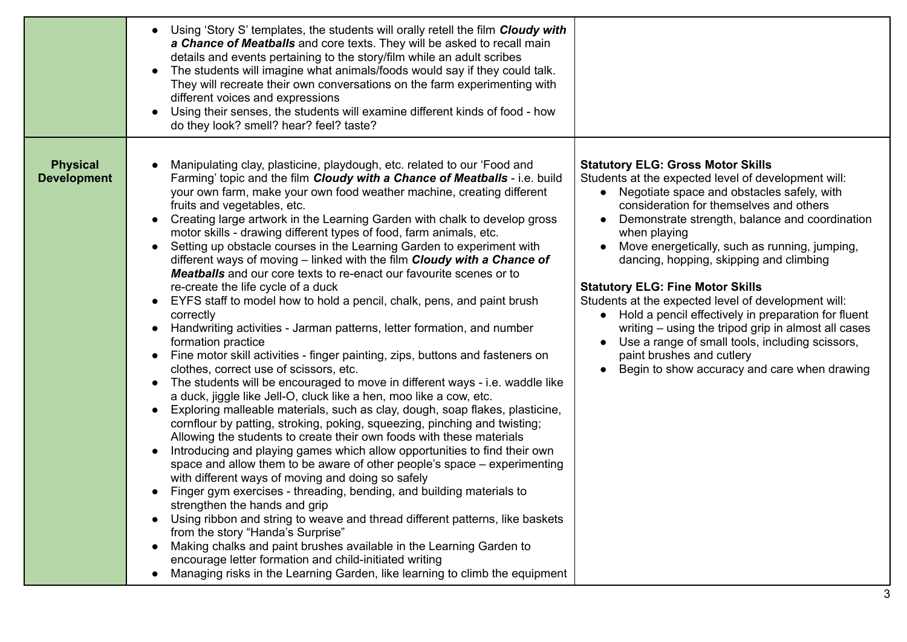| | | |
|---|---|---|
| | <ul><li>Using 'Story S' templates, the students will orally retell the film ***Cloudy with a Chance of Meatballs*** and core texts. They will be asked to recall main details and events pertaining to the story/film while an adult scribes</li><li>The students will imagine what animals/foods would say if they could talk. They will recreate their own conversations on the farm experimenting with different voices and expressions</li><li>Using their senses, the students will examine different kinds of food - how do they look? smell? hear? feel? taste?</li></ul> | |
| **Physical Development** | <ul><li>Manipulating clay, plasticine, playdough, etc. related to our 'Food and Farming' topic and the film ***Cloudy with a Chance of Meatballs*** - i.e. build your own farm, make your own food weather machine, creating different fruits and vegetables, etc.</li><li>Creating large artwork in the Learning Garden with chalk to develop gross motor skills - drawing different types of food, farm animals, etc.</li><li>Setting up obstacle courses in the Learning Garden to experiment with different ways of moving – linked with the film ***Cloudy with a Chance of Meatballs*** and our core texts to re-enact our favourite scenes or to re-create the life cycle of a duck</li><li>EYFS staff to model how to hold a pencil, chalk, pens, and paint brush correctly</li><li>Handwriting activities - Jarman patterns, letter formation, and number formation practice</li><li>Fine motor skill activities - finger painting, zips, buttons and fasteners on clothes, correct use of scissors, etc.</li><li>The students will be encouraged to move in different ways - i.e. waddle like a duck, jiggle like Jell-O, cluck like a hen, moo like a cow, etc.</li><li>Exploring malleable materials, such as clay, dough, soap flakes, plasticine, cornflour by patting, stroking, poking, squeezing, pinching and twisting; Allowing the students to create their own foods with these materials</li><li>Introducing and playing games which allow opportunities to find their own space and allow them to be aware of other people's space – experimenting with different ways of moving and doing so safely</li><li>Finger gym exercises - threading, bending, and building materials to strengthen the hands and grip</li><li>Using ribbon and string to weave and thread different patterns, like baskets from the story "Handa's Surprise"</li><li>Making chalks and paint brushes available in the Learning Garden to encourage letter formation and child-initiated writing</li><li>Managing risks in the Learning Garden, like learning to climb the equipment</li></ul> | **Statutory ELG: Gross Motor Skills**<br>Students at the expected level of development will:<ul><li>Negotiate space and obstacles safely, with consideration for themselves and others</li><li>Demonstrate strength, balance and coordination when playing</li><li>Move energetically, such as running, jumping, dancing, hopping, skipping and climbing</li></ul>**Statutory ELG: Fine Motor Skills**<br>Students at the expected level of development will:<ul><li>Hold a pencil effectively in preparation for fluent writing – using the tripod grip in almost all cases</li><li>Use a range of small tools, including scissors, paint brushes and cutlery</li><li>Begin to show accuracy and care when drawing</li></ul> |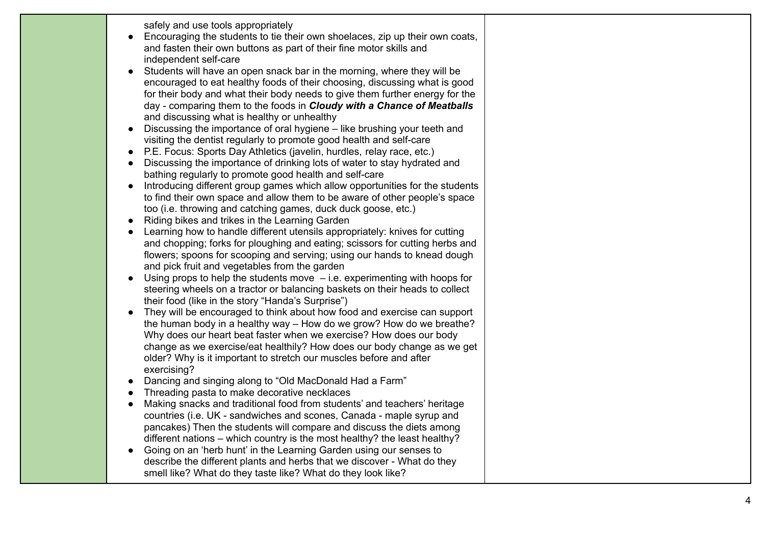| | | |
|---|---|---|
| | safely and use tools appropriately<br>● Encouraging the students to tie their own shoelaces, zip up their own coats, and fasten their own buttons as part of their fine motor skills and independent self-care<br>● Students will have an open snack bar in the morning, where they will be encouraged to eat healthy foods of their choosing, discussing what is good for their body and what their body needs to give them further energy for the day - comparing them to the foods in ***Cloudy with a Chance of Meatballs*** and discussing what is healthy or unhealthy<br>● Discussing the importance of oral hygiene – like brushing your teeth and visiting the dentist regularly to promote good health and self-care<br>● P.E. Focus: Sports Day Athletics (javelin, hurdles, relay race, etc.)<br>● Discussing the importance of drinking lots of water to stay hydrated and bathing regularly to promote good health and self-care<br>● Introducing different group games which allow opportunities for the students to find their own space and allow them to be aware of other people's space too (i.e. throwing and catching games, duck duck goose, etc.)<br>● Riding bikes and trikes in the Learning Garden<br>● Learning how to handle different utensils appropriately: knives for cutting and chopping; forks for ploughing and eating; scissors for cutting herbs and flowers; spoons for scooping and serving; using our hands to knead dough and pick fruit and vegetables from the garden<br>● Using props to help the students move – i.e. experimenting with hoops for steering wheels on a tractor or balancing baskets on their heads to collect their food (like in the story "Handa's Surprise")<br>● They will be encouraged to think about how food and exercise can support the human body in a healthy way – How do we grow? How do we breathe? Why does our heart beat faster when we exercise? How does our body change as we exercise/eat healthily? How does our body change as we get older? Why is it important to stretch our muscles before and after exercising?<br>● Dancing and singing along to "Old MacDonald Had a Farm"<br>● Threading pasta to make decorative necklaces<br>● Making snacks and traditional food from students' and teachers' heritage countries (i.e. UK - sandwiches and scones, Canada - maple syrup and pancakes) Then the students will compare and discuss the diets among different nations – which country is the most healthy? the least healthy?<br>● Going on an 'herb hunt' in the Learning Garden using our senses to describe the different plants and herbs that we discover - What do they smell like? What do they taste like? What do they look like? | |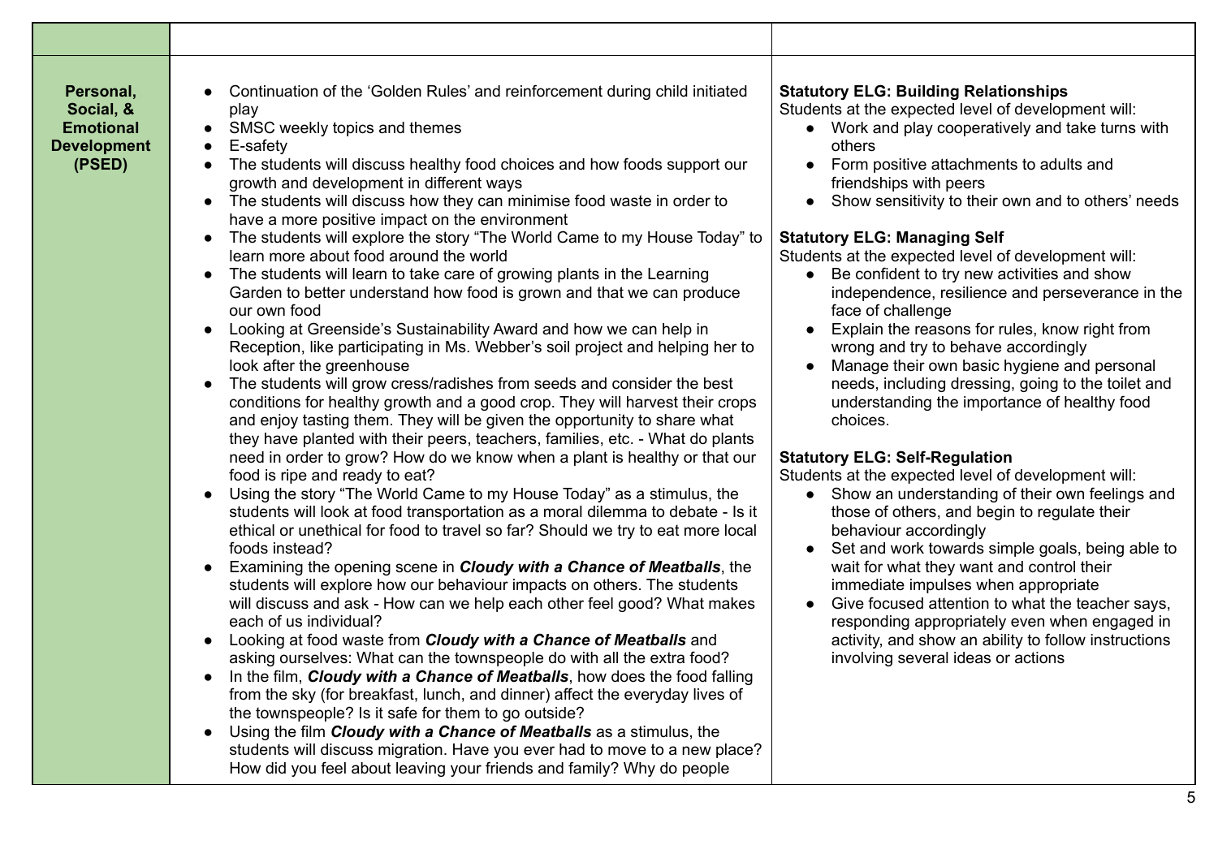| | | |
|---|---|---|
| **Personal, Social, & Emotional Development (PSED)** | • Continuation of the 'Golden Rules' and reinforcement during child initiated play<br>• SMSC weekly topics and themes<br>• E-safety<br>• The students will discuss healthy food choices and how foods support our growth and development in different ways<br>• The students will discuss how they can minimise food waste in order to have a more positive impact on the environment<br>• The students will explore the story "The World Came to my House Today" to learn more about food around the world<br>• The students will learn to take care of growing plants in the Learning Garden to better understand how food is grown and that we can produce our own food<br>• Looking at Greenside's Sustainability Award and how we can help in Reception, like participating in Ms. Webber's soil project and helping her to look after the greenhouse<br>• The students will grow cress/radishes from seeds and consider the best conditions for healthy growth and a good crop. They will harvest their crops and enjoy tasting them. They will be given the opportunity to share what they have planted with their peers, teachers, families, etc. - What do plants need in order to grow? How do we know when a plant is healthy or that our food is ripe and ready to eat?<br>• Using the story "The World Came to my House Today" as a stimulus, the students will look at food transportation as a moral dilemma to debate - Is it ethical or unethical for food to travel so far? Should we try to eat more local foods instead?<br>• Examining the opening scene in ***Cloudy with a Chance of Meatballs***, the students will explore how our behaviour impacts on others. The students will discuss and ask - How can we help each other feel good? What makes each of us individual?<br>• Looking at food waste from ***Cloudy with a Chance of Meatballs*** and asking ourselves: What can the townspeople do with all the extra food?<br>• In the film, ***Cloudy with a Chance of Meatballs***, how does the food falling from the sky (for breakfast, lunch, and dinner) affect the everyday lives of the townspeople? Is it safe for them to go outside?<br>• Using the film ***Cloudy with a Chance of Meatballs*** as a stimulus, the students will discuss migration. Have you ever had to move to a new place? How did you feel about leaving your friends and family? Why do people | **Statutory ELG: Building Relationships**<br>Students at the expected level of development will:<br>• Work and play cooperatively and take turns with others<br>• Form positive attachments to adults and friendships with peers<br>• Show sensitivity to their own and to others' needs<br><br>**Statutory ELG: Managing Self**<br>Students at the expected level of development will:<br>• Be confident to try new activities and show independence, resilience and perseverance in the face of challenge<br>• Explain the reasons for rules, know right from wrong and try to behave accordingly<br>• Manage their own basic hygiene and personal needs, including dressing, going to the toilet and understanding the importance of healthy food choices.<br><br>**Statutory ELG: Self-Regulation**<br>Students at the expected level of development will:<br>• Show an understanding of their own feelings and those of others, and begin to regulate their behaviour accordingly<br>• Set and work towards simple goals, being able to wait for what they want and control their immediate impulses when appropriate<br>• Give focused attention to what the teacher says, responding appropriately even when engaged in activity, and show an ability to follow instructions involving several ideas or actions |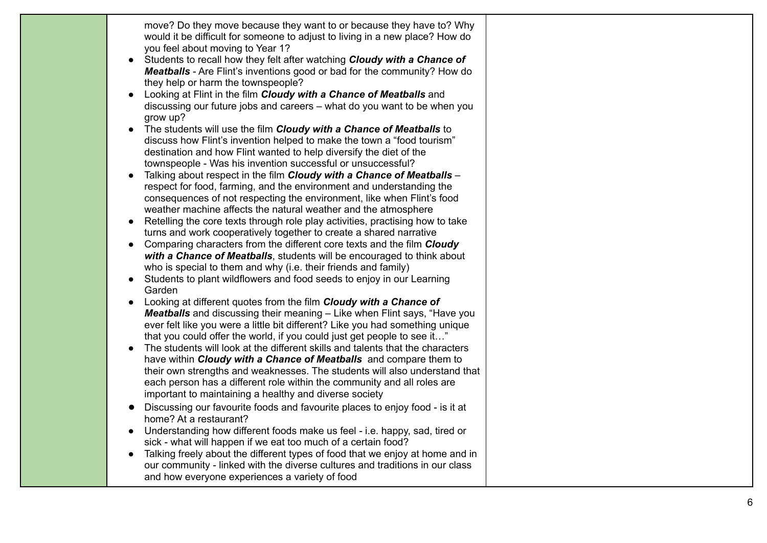| | | |
|---|---|---|
| | move? Do they move because they want to or because they have to? Why would it be difficult for someone to adjust to living in a new place? How do you feel about moving to Year 1?<br>• Students to recall how they felt after watching ***Cloudy with a Chance of Meatballs*** - Are Flint's inventions good or bad for the community? How do they help or harm the townspeople?<br>• Looking at Flint in the film ***Cloudy with a Chance of Meatballs*** and discussing our future jobs and careers – what do you want to be when you grow up?<br>• The students will use the film ***Cloudy with a Chance of Meatballs*** to discuss how Flint's invention helped to make the town a "food tourism" destination and how Flint wanted to help diversify the diet of the townspeople - Was his invention successful or unsuccessful?<br>• Talking about respect in the film ***Cloudy with a Chance of Meatballs*** – respect for food, farming, and the environment and understanding the consequences of not respecting the environment, like when Flint's food weather machine affects the natural weather and the atmosphere<br>• Retelling the core texts through role play activities, practising how to take turns and work cooperatively together to create a shared narrative<br>• Comparing characters from the different core texts and the film ***Cloudy with a Chance of Meatballs***, students will be encouraged to think about who is special to them and why (i.e. their friends and family)<br>• Students to plant wildflowers and food seeds to enjoy in our Learning Garden<br>• Looking at different quotes from the film ***Cloudy with a Chance of Meatballs*** and discussing their meaning – Like when Flint says, "Have you ever felt like you were a little bit different? Like you had something unique that you could offer the world, if you could just get people to see it…"<br>• The students will look at the different skills and talents that the characters have within ***Cloudy with a Chance of Meatballs*** and compare them to their own strengths and weaknesses. The students will also understand that each person has a different role within the community and all roles are important to maintaining a healthy and diverse society<br>• Discussing our favourite foods and favourite places to enjoy food - is it at home? At a restaurant?<br>• Understanding how different foods make us feel - i.e. happy, sad, tired or sick - what will happen if we eat too much of a certain food?<br>• Talking freely about the different types of food that we enjoy at home and in our community - linked with the diverse cultures and traditions in our class and how everyone experiences a variety of food | |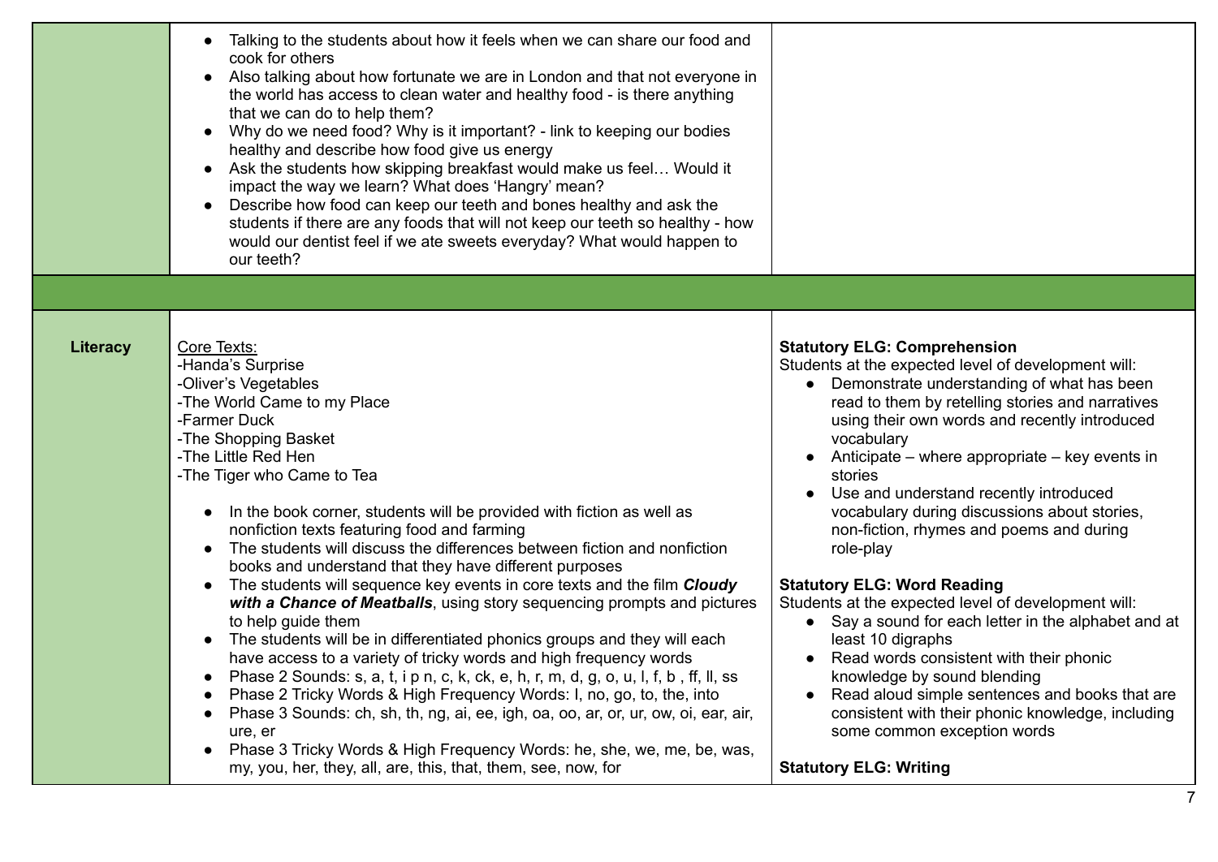| | | |
|---|---|---|
| | • Talking to the students about how it feels when we can share our food and cook for others<br>• Also talking about how fortunate we are in London and that not everyone in the world has access to clean water and healthy food - is there anything that we can do to help them?<br>• Why do we need food? Why is it important? - link to keeping our bodies healthy and describe how food give us energy<br>• Ask the students how skipping breakfast would make us feel… Would it impact the way we learn? What does 'Hangry' mean?<br>• Describe how food can keep our teeth and bones healthy and ask the students if there are any foods that will not keep our teeth so healthy - how would our dentist feel if we ate sweets everyday? What would happen to our teeth? | |
| | | |
| **Literacy** | Core Texts:<br>-Handa's Surprise<br>-Oliver's Vegetables<br>-The World Came to my Place<br>-Farmer Duck<br>-The Shopping Basket<br>-The Little Red Hen<br>-The Tiger who Came to Tea<br><br>• In the book corner, students will be provided with fiction as well as nonfiction texts featuring food and farming<br>• The students will discuss the differences between fiction and nonfiction books and understand that they have different purposes<br>• The students will sequence key events in core texts and the film ***Cloudy with a Chance of Meatballs***, using story sequencing prompts and pictures to help guide them<br>• The students will be in differentiated phonics groups and they will each have access to a variety of tricky words and high frequency words<br>• Phase 2 Sounds: s, a, t, i p n, c, k, ck, e, h, r, m, d, g, o, u, l, f, b , ff, ll, ss<br>• Phase 2 Tricky Words & High Frequency Words: I, no, go, to, the, into<br>• Phase 3 Sounds: ch, sh, th, ng, ai, ee, igh, oa, oo, ar, or, ur, ow, oi, ear, air, ure, er<br>• Phase 3 Tricky Words & High Frequency Words: he, she, we, me, be, was, my, you, her, they, all, are, this, that, them, see, now, for | **Statutory ELG: Comprehension**<br>Students at the expected level of development will:<br>• Demonstrate understanding of what has been read to them by retelling stories and narratives using their own words and recently introduced vocabulary<br>• Anticipate – where appropriate – key events in stories<br>• Use and understand recently introduced vocabulary during discussions about stories, non-fiction, rhymes and poems and during role-play<br><br>**Statutory ELG: Word Reading**<br>Students at the expected level of development will:<br>• Say a sound for each letter in the alphabet and at least 10 digraphs<br>• Read words consistent with their phonic knowledge by sound blending<br>• Read aloud simple sentences and books that are consistent with their phonic knowledge, including some common exception words<br><br>**Statutory ELG: Writing** |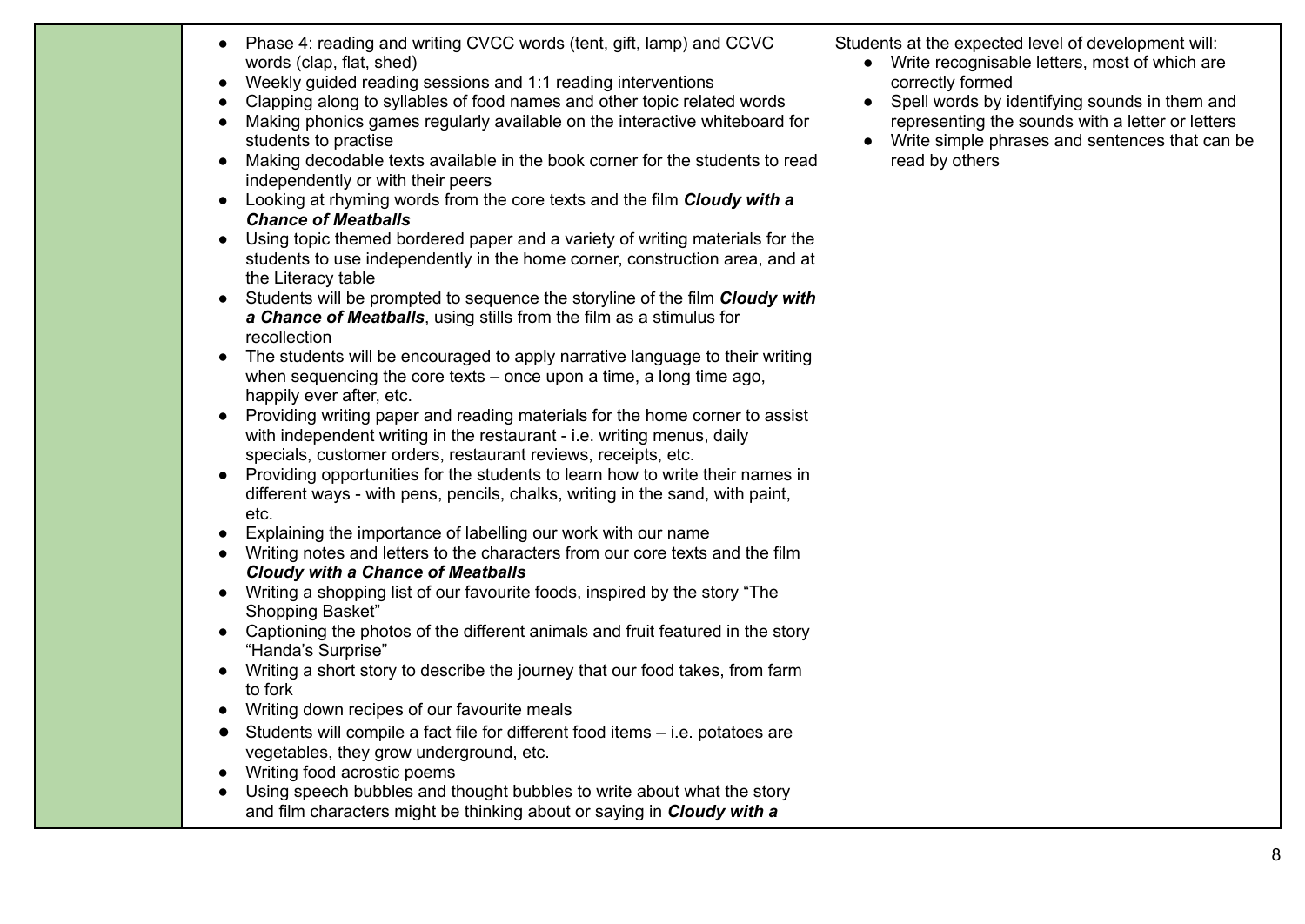|  |  |  |
|---|---|---|
|  | • Phase 4: reading and writing CVCC words (tent, gift, lamp) and CCVC words (clap, flat, shed)<br>• Weekly guided reading sessions and 1:1 reading interventions<br>• Clapping along to syllables of food names and other topic related words<br>• Making phonics games regularly available on the interactive whiteboard for students to practise<br>• Making decodable texts available in the book corner for the students to read independently or with their peers<br>• Looking at rhyming words from the core texts and the film ***Cloudy with a Chance of Meatballs***<br>• Using topic themed bordered paper and a variety of writing materials for the students to use independently in the home corner, construction area, and at the Literacy table<br>• Students will be prompted to sequence the storyline of the film ***Cloudy with a Chance of Meatballs***, using stills from the film as a stimulus for recollection<br>• The students will be encouraged to apply narrative language to their writing when sequencing the core texts – once upon a time, a long time ago, happily ever after, etc.<br>• Providing writing paper and reading materials for the home corner to assist with independent writing in the restaurant - i.e. writing menus, daily specials, customer orders, restaurant reviews, receipts, etc.<br>• Providing opportunities for the students to learn how to write their names in different ways - with pens, pencils, chalks, writing in the sand, with paint, etc.<br>• Explaining the importance of labelling our work with our name<br>• Writing notes and letters to the characters from our core texts and the film ***Cloudy with a Chance of Meatballs***<br>• Writing a shopping list of our favourite foods, inspired by the story "The Shopping Basket"<br>• Captioning the photos of the different animals and fruit featured in the story "Handa's Surprise"<br>• Writing a short story to describe the journey that our food takes, from farm to fork<br>• Writing down recipes of our favourite meals<br>• Students will compile a fact file for different food items – i.e. potatoes are vegetables, they grow underground, etc.<br>• Writing food acrostic poems<br>• Using speech bubbles and thought bubbles to write about what the story and film characters might be thinking about or saying in ***Cloudy with a*** | Students at the expected level of development will:<br>• Write recognisable letters, most of which are correctly formed<br>• Spell words by identifying sounds in them and representing the sounds with a letter or letters<br>• Write simple phrases and sentences that can be read by others |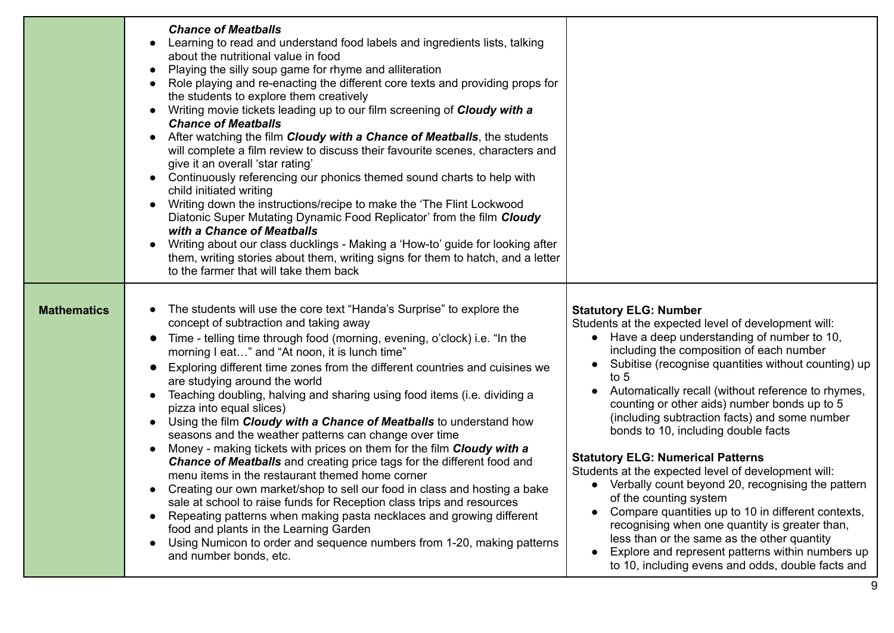| | | |
|---|---|---|
| | ***Chance of Meatballs***<br>• Learning to read and understand food labels and ingredients lists, talking about the nutritional value in food<br>• Playing the silly soup game for rhyme and alliteration<br>• Role playing and re-enacting the different core texts and providing props for the students to explore them creatively<br>• Writing movie tickets leading up to our film screening of ***Cloudy with a Chance of Meatballs***<br>• After watching the film ***Cloudy with a Chance of Meatballs***, the students will complete a film review to discuss their favourite scenes, characters and give it an overall 'star rating'<br>• Continuously referencing our phonics themed sound charts to help with child initiated writing<br>• Writing down the instructions/recipe to make the 'The Flint Lockwood Diatonic Super Mutating Dynamic Food Replicator' from the film ***Cloudy with a Chance of Meatballs***<br>• Writing about our class ducklings - Making a 'How-to' guide for looking after them, writing stories about them, writing signs for them to hatch, and a letter to the farmer that will take them back | |
| **Mathematics** | • The students will use the core text "Handa's Surprise" to explore the concept of subtraction and taking away<br>• Time - telling time through food (morning, evening, o'clock) i.e. "In the morning I eat…" and "At noon, it is lunch time"<br>• Exploring different time zones from the different countries and cuisines we are studying around the world<br>• Teaching doubling, halving and sharing using food items (i.e. dividing a pizza into equal slices)<br>• Using the film ***Cloudy with a Chance of Meatballs*** to understand how seasons and the weather patterns can change over time<br>• Money - making tickets with prices on them for the film ***Cloudy with a Chance of Meatballs*** and creating price tags for the different food and menu items in the restaurant themed home corner<br>• Creating our own market/shop to sell our food in class and hosting a bake sale at school to raise funds for Reception class trips and resources<br>• Repeating patterns when making pasta necklaces and growing different food and plants in the Learning Garden<br>• Using Numicon to order and sequence numbers from 1-20, making patterns and number bonds, etc. | **Statutory ELG: Number**<br>Students at the expected level of development will:<br>• Have a deep understanding of number to 10, including the composition of each number<br>• Subitise (recognise quantities without counting) up to 5<br>• Automatically recall (without reference to rhymes, counting or other aids) number bonds up to 5 (including subtraction facts) and some number bonds to 10, including double facts<br><br>**Statutory ELG: Numerical Patterns**<br>Students at the expected level of development will:<br>• Verbally count beyond 20, recognising the pattern of the counting system<br>• Compare quantities up to 10 in different contexts, recognising when one quantity is greater than, less than or the same as the other quantity<br>• Explore and represent patterns within numbers up to 10, including evens and odds, double facts and |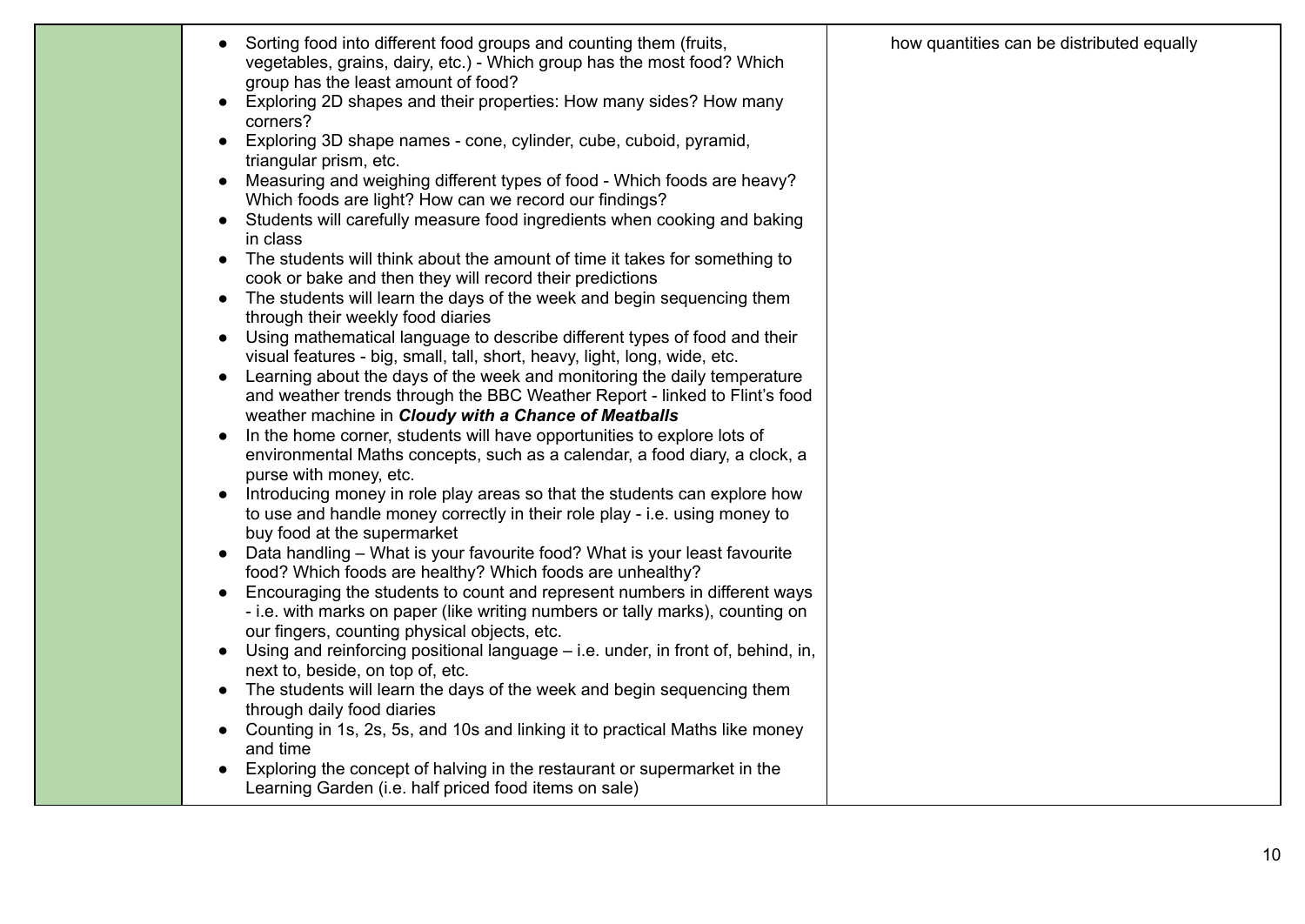|  |  |  |
|---|---|---|
|  | • Sorting food into different food groups and counting them (fruits, vegetables, grains, dairy, etc.) - Which group has the most food? Which group has the least amount of food?<br>• Exploring 2D shapes and their properties: How many sides? How many corners?<br>• Exploring 3D shape names - cone, cylinder, cube, cuboid, pyramid, triangular prism, etc.<br>• Measuring and weighing different types of food - Which foods are heavy? Which foods are light? How can we record our findings?<br>• Students will carefully measure food ingredients when cooking and baking in class<br>• The students will think about the amount of time it takes for something to cook or bake and then they will record their predictions<br>• The students will learn the days of the week and begin sequencing them through their weekly food diaries<br>• Using mathematical language to describe different types of food and their visual features - big, small, tall, short, heavy, light, long, wide, etc.<br>• Learning about the days of the week and monitoring the daily temperature and weather trends through the BBC Weather Report - linked to Flint's food weather machine in ***Cloudy with a Chance of Meatballs***<br>• In the home corner, students will have opportunities to explore lots of environmental Maths concepts, such as a calendar, a food diary, a clock, a purse with money, etc.<br>• Introducing money in role play areas so that the students can explore how to use and handle money correctly in their role play - i.e. using money to buy food at the supermarket<br>• Data handling – What is your favourite food? What is your least favourite food? Which foods are healthy? Which foods are unhealthy?<br>• Encouraging the students to count and represent numbers in different ways - i.e. with marks on paper (like writing numbers or tally marks), counting on our fingers, counting physical objects, etc.<br>• Using and reinforcing positional language – i.e. under, in front of, behind, in, next to, beside, on top of, etc.<br>• The students will learn the days of the week and begin sequencing them through daily food diaries<br>• Counting in 1s, 2s, 5s, and 10s and linking it to practical Maths like money and time<br>• Exploring the concept of halving in the restaurant or supermarket in the Learning Garden (i.e. half priced food items on sale) | how quantities can be distributed equally |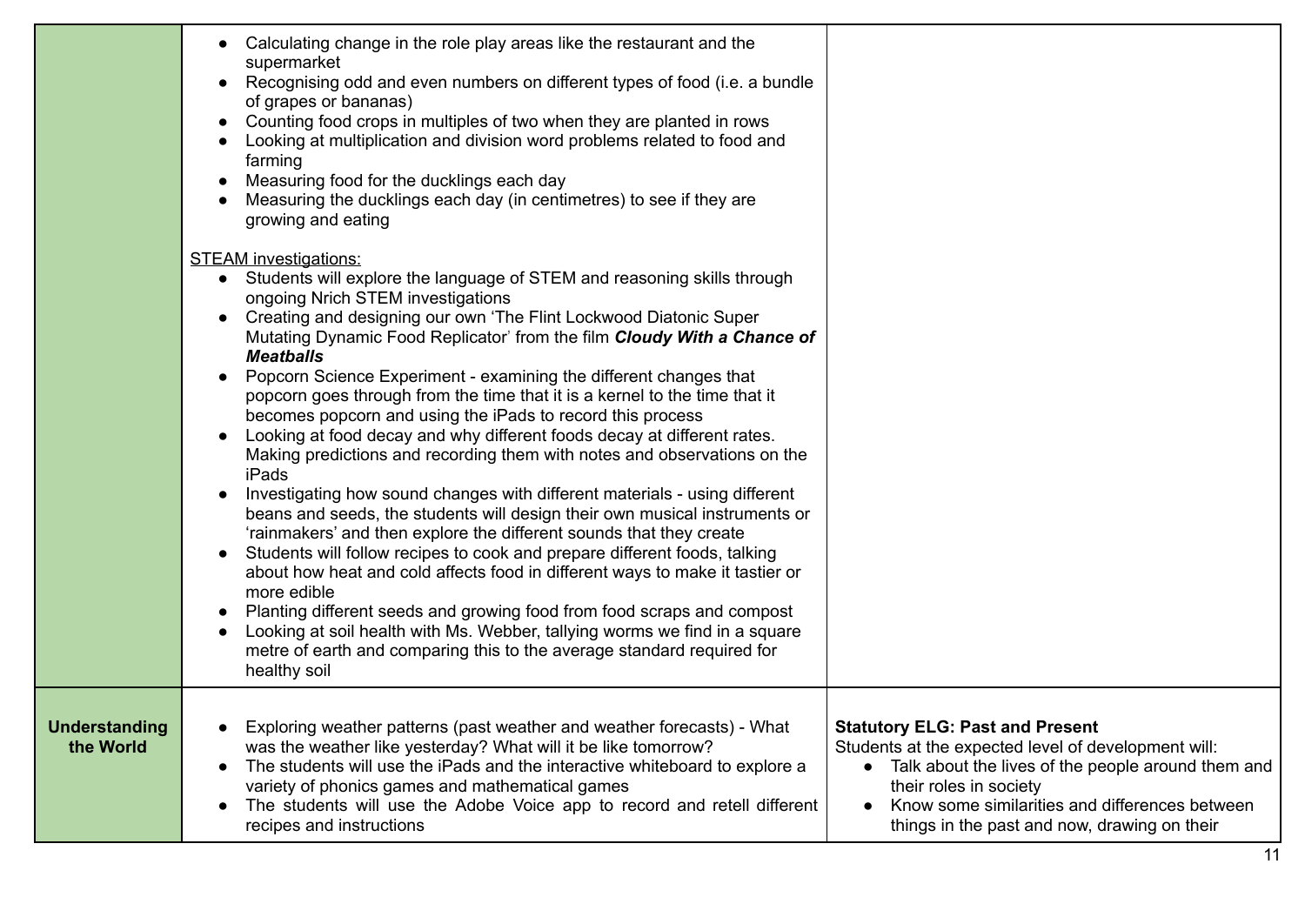| | | |
|---|---|---|
| | • Calculating change in the role play areas like the restaurant and the supermarket<br>• Recognising odd and even numbers on different types of food (i.e. a bundle of grapes or bananas)<br>• Counting food crops in multiples of two when they are planted in rows<br>• Looking at multiplication and division word problems related to food and farming<br>• Measuring food for the ducklings each day<br>• Measuring the ducklings each day (in centimetres) to see if they are growing and eating<br><br><u>STEAM investigations:</u><br>• Students will explore the language of STEM and reasoning skills through ongoing Nrich STEM investigations<br>• Creating and designing our own 'The Flint Lockwood Diatonic Super Mutating Dynamic Food Replicator' from the film ***Cloudy With a Chance of Meatballs***<br>• Popcorn Science Experiment - examining the different changes that popcorn goes through from the time that it is a kernel to the time that it becomes popcorn and using the iPads to record this process<br>• Looking at food decay and why different foods decay at different rates. Making predictions and recording them with notes and observations on the iPads<br>• Investigating how sound changes with different materials - using different beans and seeds, the students will design their own musical instruments or 'rainmakers' and then explore the different sounds that they create<br>• Students will follow recipes to cook and prepare different foods, talking about how heat and cold affects food in different ways to make it tastier or more edible<br>• Planting different seeds and growing food from food scraps and compost<br>• Looking at soil health with Ms. Webber, tallying worms we find in a square metre of earth and comparing this to the average standard required for healthy soil | |
| **Understanding the World** | • Exploring weather patterns (past weather and weather forecasts) - What was the weather like yesterday? What will it be like tomorrow?<br>• The students will use the iPads and the interactive whiteboard to explore a variety of phonics games and mathematical games<br>• The students will use the Adobe Voice app to record and retell different recipes and instructions | **Statutory ELG: Past and Present**<br>Students at the expected level of development will:<br>• Talk about the lives of the people around them and their roles in society<br>• Know some similarities and differences between things in the past and now, drawing on their |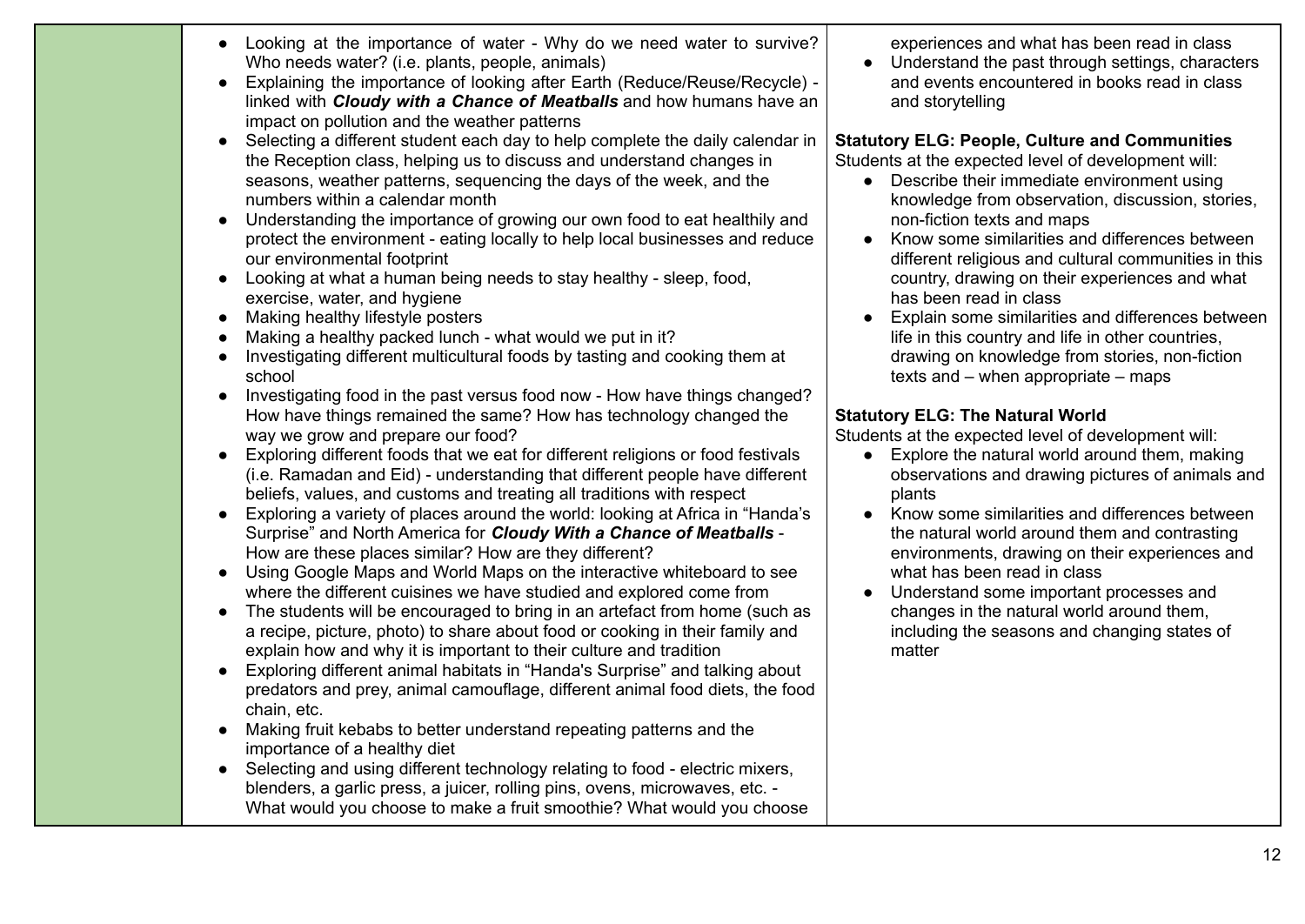| | | |
|---|---|---|
| | • Looking at the importance of water - Why do we need water to survive? Who needs water? (i.e. plants, people, animals)<br>• Explaining the importance of looking after Earth (Reduce/Reuse/Recycle) - linked with ***Cloudy with a Chance of Meatballs*** and how humans have an impact on pollution and the weather patterns<br>• Selecting a different student each day to help complete the daily calendar in the Reception class, helping us to discuss and understand changes in seasons, weather patterns, sequencing the days of the week, and the numbers within a calendar month<br>• Understanding the importance of growing our own food to eat healthily and protect the environment - eating locally to help local businesses and reduce our environmental footprint<br>• Looking at what a human being needs to stay healthy - sleep, food, exercise, water, and hygiene<br>• Making healthy lifestyle posters<br>• Making a healthy packed lunch - what would we put in it?<br>• Investigating different multicultural foods by tasting and cooking them at school<br>• Investigating food in the past versus food now - How have things changed? How have things remained the same? How has technology changed the way we grow and prepare our food?<br>• Exploring different foods that we eat for different religions or food festivals (i.e. Ramadan and Eid) - understanding that different people have different beliefs, values, and customs and treating all traditions with respect<br>• Exploring a variety of places around the world: looking at Africa in "Handa's Surprise" and North America for ***Cloudy With a Chance of Meatballs*** - How are these places similar? How are they different?<br>• Using Google Maps and World Maps on the interactive whiteboard to see where the different cuisines we have studied and explored come from<br>• The students will be encouraged to bring in an artefact from home (such as a recipe, picture, photo) to share about food or cooking in their family and explain how and why it is important to their culture and tradition<br>• Exploring different animal habitats in "Handa's Surprise" and talking about predators and prey, animal camouflage, different animal food diets, the food chain, etc.<br>• Making fruit kebabs to better understand repeating patterns and the importance of a healthy diet<br>• Selecting and using different technology relating to food - electric mixers, blenders, a garlic press, a juicer, rolling pins, ovens, microwaves, etc. - What would you choose to make a fruit smoothie? What would you choose | experiences and what has been read in class<br>• Understand the past through settings, characters and events encountered in books read in class and storytelling<br><br>**Statutory ELG: People, Culture and Communities**<br>Students at the expected level of development will:<br>• Describe their immediate environment using knowledge from observation, discussion, stories, non-fiction texts and maps<br>• Know some similarities and differences between different religious and cultural communities in this country, drawing on their experiences and what has been read in class<br>• Explain some similarities and differences between life in this country and life in other countries, drawing on knowledge from stories, non-fiction texts and – when appropriate – maps<br><br>**Statutory ELG: The Natural World**<br>Students at the expected level of development will:<br>• Explore the natural world around them, making observations and drawing pictures of animals and plants<br>• Know some similarities and differences between the natural world around them and contrasting environments, drawing on their experiences and what has been read in class<br>• Understand some important processes and changes in the natural world around them, including the seasons and changing states of matter |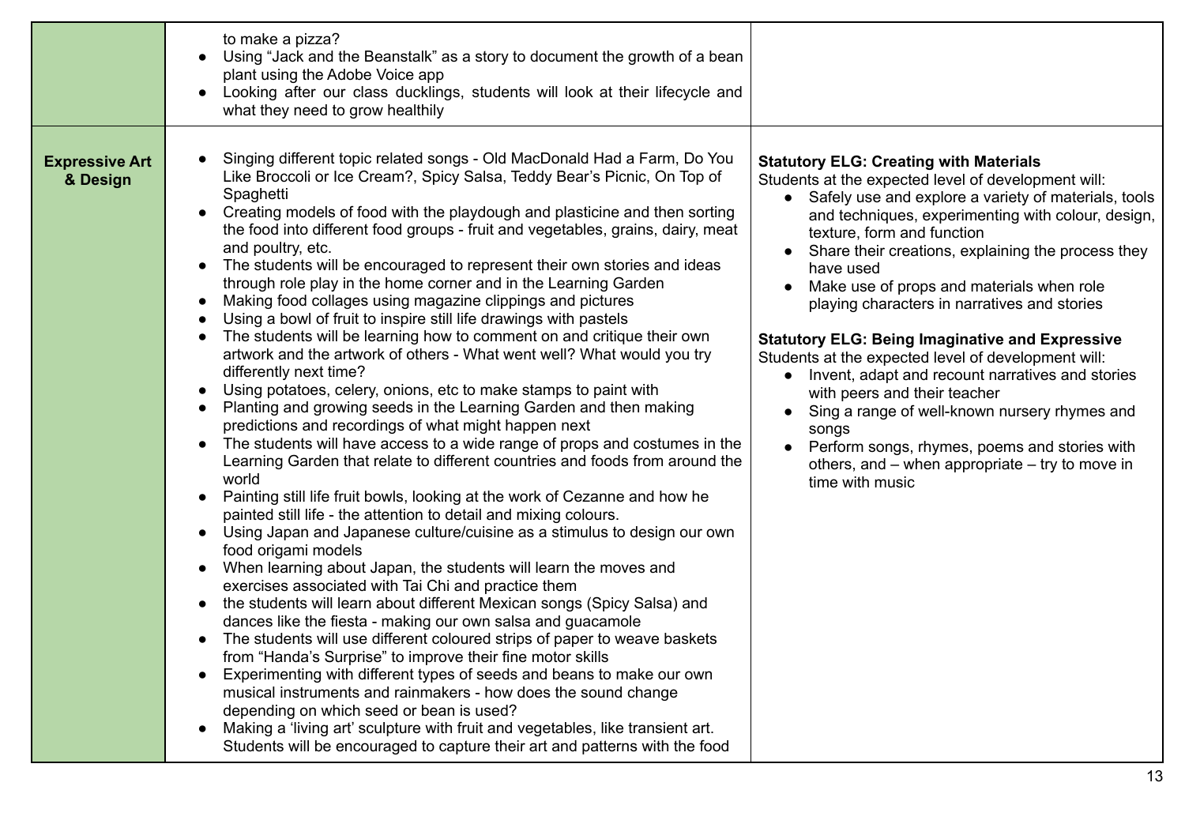| | | |
|---|---|---|
| | to make a pizza?<br>● Using "Jack and the Beanstalk" as a story to document the growth of a bean plant using the Adobe Voice app<br>● Looking after our class ducklings, students will look at their lifecycle and what they need to grow healthily | |
| **Expressive Art & Design** | ● Singing different topic related songs - Old MacDonald Had a Farm, Do You Like Broccoli or Ice Cream?, Spicy Salsa, Teddy Bear's Picnic, On Top of Spaghetti<br>● Creating models of food with the playdough and plasticine and then sorting the food into different food groups - fruit and vegetables, grains, dairy, meat and poultry, etc.<br>● The students will be encouraged to represent their own stories and ideas through role play in the home corner and in the Learning Garden<br>● Making food collages using magazine clippings and pictures<br>● Using a bowl of fruit to inspire still life drawings with pastels<br>● The students will be learning how to comment on and critique their own artwork and the artwork of others - What went well? What would you try differently next time?<br>● Using potatoes, celery, onions, etc to make stamps to paint with<br>● Planting and growing seeds in the Learning Garden and then making predictions and recordings of what might happen next<br>● The students will have access to a wide range of props and costumes in the Learning Garden that relate to different countries and foods from around the world<br>● Painting still life fruit bowls, looking at the work of Cezanne and how he painted still life - the attention to detail and mixing colours.<br>● Using Japan and Japanese culture/cuisine as a stimulus to design our own food origami models<br>● When learning about Japan, the students will learn the moves and exercises associated with Tai Chi and practice them<br>● the students will learn about different Mexican songs (Spicy Salsa) and dances like the fiesta - making our own salsa and guacamole<br>● The students will use different coloured strips of paper to weave baskets from "Handa's Surprise" to improve their fine motor skills<br>● Experimenting with different types of seeds and beans to make our own musical instruments and rainmakers - how does the sound change depending on which seed or bean is used?<br>● Making a 'living art' sculpture with fruit and vegetables, like transient art. Students will be encouraged to capture their art and patterns with the food | **Statutory ELG: Creating with Materials**<br>Students at the expected level of development will:<br>● Safely use and explore a variety of materials, tools and techniques, experimenting with colour, design, texture, form and function<br>● Share their creations, explaining the process they have used<br>● Make use of props and materials when role playing characters in narratives and stories<br><br>**Statutory ELG: Being Imaginative and Expressive**<br>Students at the expected level of development will:<br>● Invent, adapt and recount narratives and stories with peers and their teacher<br>● Sing a range of well-known nursery rhymes and songs<br>● Perform songs, rhymes, poems and stories with others, and – when appropriate – try to move in time with music |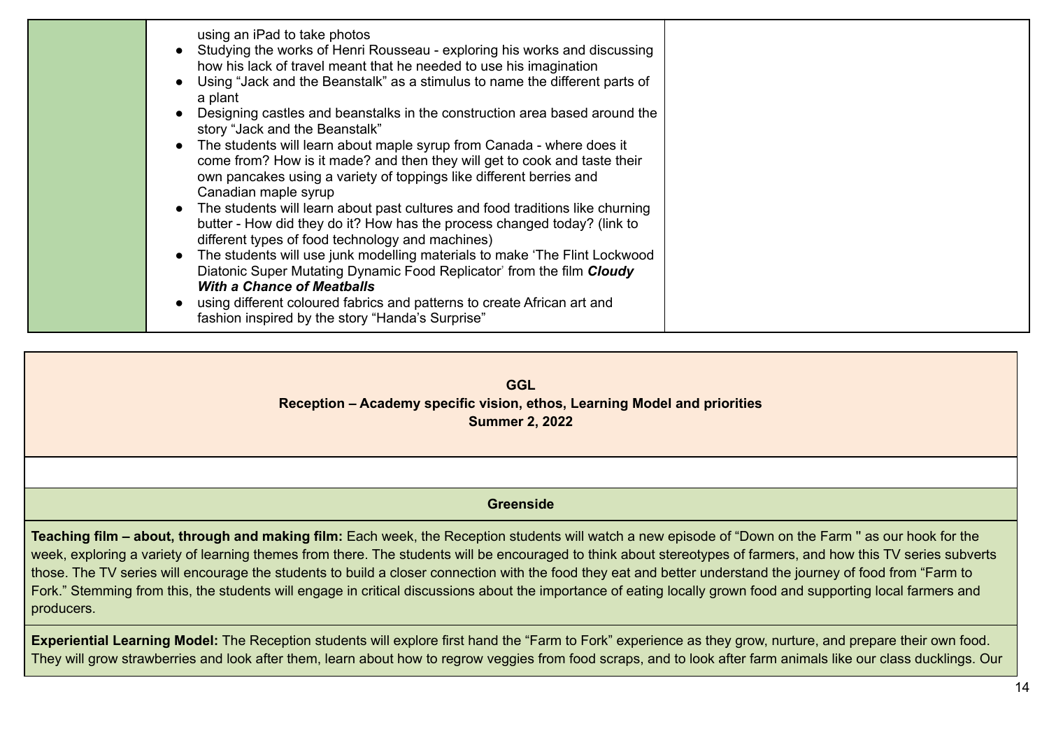| | | |
|---|---|---|
| | using an iPad to take photos<br>• Studying the works of Henri Rousseau - exploring his works and discussing how his lack of travel meant that he needed to use his imagination<br>• Using "Jack and the Beanstalk" as a stimulus to name the different parts of a plant<br>• Designing castles and beanstalks in the construction area based around the story "Jack and the Beanstalk"<br>• The students will learn about maple syrup from Canada - where does it come from? How is it made? and then they will get to cook and taste their own pancakes using a variety of toppings like different berries and Canadian maple syrup<br>• The students will learn about past cultures and food traditions like churning butter - How did they do it? How has the process changed today? (link to different types of food technology and machines)<br>• The students will use junk modelling materials to make 'The Flint Lockwood Diatonic Super Mutating Dynamic Food Replicator' from the film ***Cloudy With a Chance of Meatballs***<br>• using different coloured fabrics and patterns to create African art and fashion inspired by the story "Handa's Surprise" | |

| **GGL**<br>**Reception – Academy specific vision, ethos, Learning Model and priorities**<br>**Summer 2, 2022** |
|---|
| |
| **Greenside** |
| **Teaching film – about, through and making film:** Each week, the Reception students will watch a new episode of "Down on the Farm " as our hook for the week, exploring a variety of learning themes from there. The students will be encouraged to think about stereotypes of farmers, and how this TV series subverts those. The TV series will encourage the students to build a closer connection with the food they eat and better understand the journey of food from "Farm to Fork." Stemming from this, the students will engage in critical discussions about the importance of eating locally grown food and supporting local farmers and producers. |
| **Experiential Learning Model:** The Reception students will explore first hand the "Farm to Fork" experience as they grow, nurture, and prepare their own food. They will grow strawberries and look after them, learn about how to regrow veggies from food scraps, and to look after farm animals like our class ducklings. Our |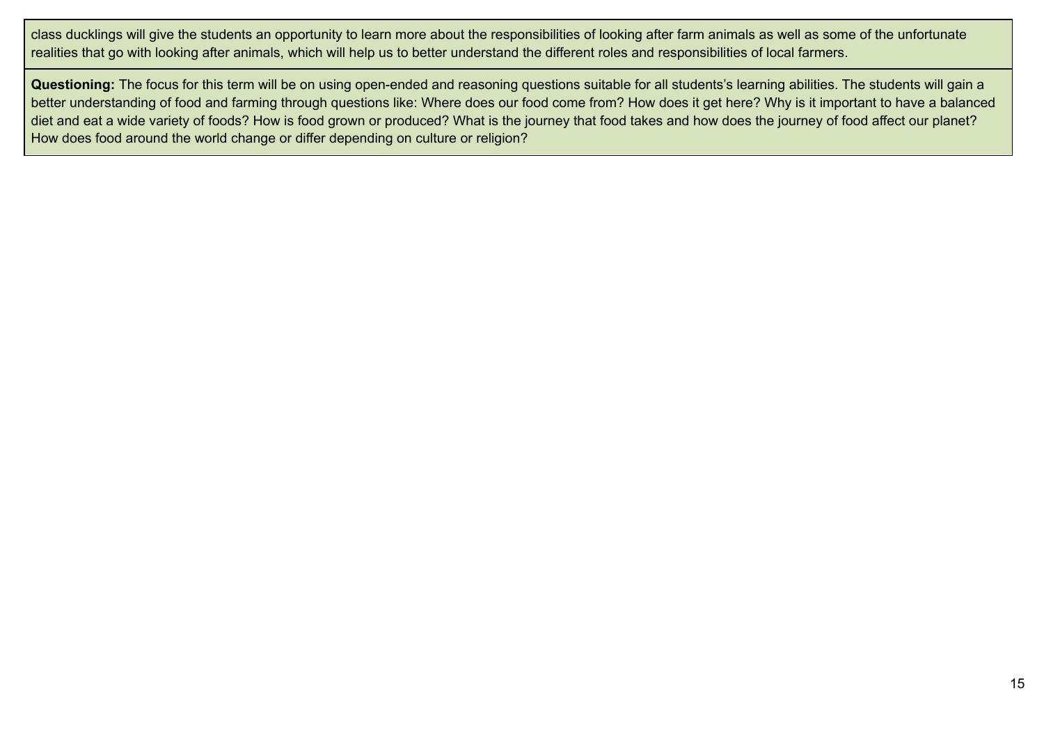class ducklings will give the students an opportunity to learn more about the responsibilities of looking after farm animals as well as some of the unfortunate realities that go with looking after animals, which will help us to better understand the different roles and responsibilities of local farmers.

**Questioning:** The focus for this term will be on using open-ended and reasoning questions suitable for all students's learning abilities. The students will gain a better understanding of food and farming through questions like: Where does our food come from? How does it get here? Why is it important to have a balanced diet and eat a wide variety of foods? How is food grown or produced? What is the journey that food takes and how does the journey of food affect our planet? How does food around the world change or differ depending on culture or religion?